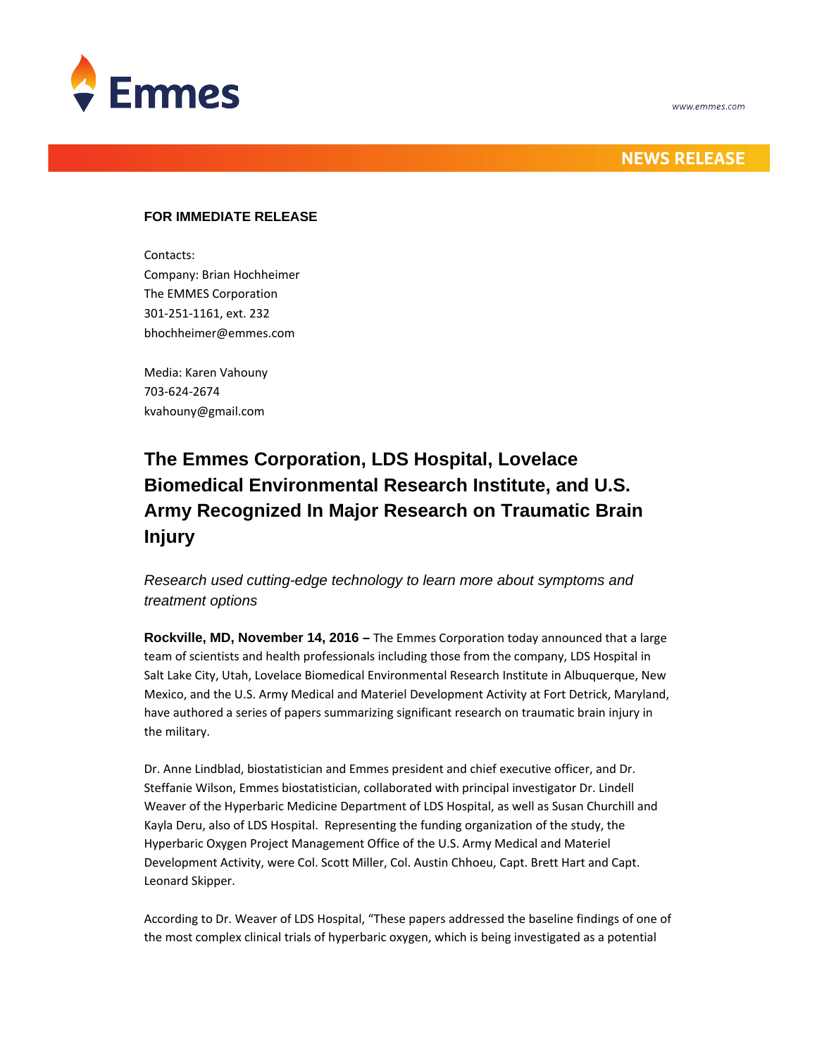www.emmes.com

**NEWS RELEASE**

**FOR IMMEDIATE RELEASE**

Contacts:
Company: Brian Hochheimer
The EMMES Corporation
301-251-1161, ext. 232
bhochheimer@emmes.com

Media: Karen Vahouny
703-624-2674
kvahouny@gmail.com

# The Emmes Corporation, LDS Hospital, Lovelace Biomedical Environmental Research Institute, and U.S. Army Recognized In Major Research on Traumatic Brain Injury

*Research used cutting-edge technology to learn more about symptoms and treatment options*

**Rockville, MD, November 14, 2016 –** The Emmes Corporation today announced that a large team of scientists and health professionals including those from the company, LDS Hospital in Salt Lake City, Utah, Lovelace Biomedical Environmental Research Institute in Albuquerque, New Mexico, and the U.S. Army Medical and Materiel Development Activity at Fort Detrick, Maryland, have authored a series of papers summarizing significant research on traumatic brain injury in the military.

Dr. Anne Lindblad, biostatistician and Emmes president and chief executive officer, and Dr. Steffanie Wilson, Emmes biostatistician, collaborated with principal investigator Dr. Lindell Weaver of the Hyperbaric Medicine Department of LDS Hospital, as well as Susan Churchill and Kayla Deru, also of LDS Hospital. Representing the funding organization of the study, the Hyperbaric Oxygen Project Management Office of the U.S. Army Medical and Materiel Development Activity, were Col. Scott Miller, Col. Austin Chhoeu, Capt. Brett Hart and Capt. Leonard Skipper.

According to Dr. Weaver of LDS Hospital, "These papers addressed the baseline findings of one of the most complex clinical trials of hyperbaric oxygen, which is being investigated as a potential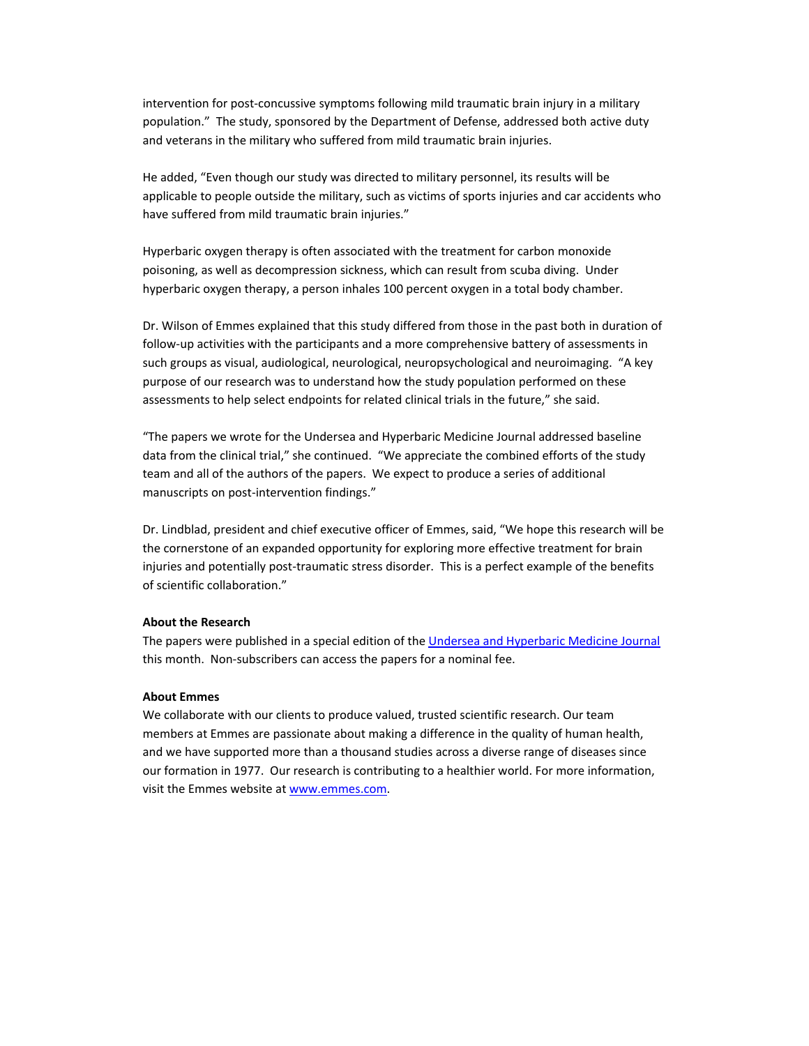intervention for post-concussive symptoms following mild traumatic brain injury in a military population." The study, sponsored by the Department of Defense, addressed both active duty and veterans in the military who suffered from mild traumatic brain injuries.

He added, "Even though our study was directed to military personnel, its results will be applicable to people outside the military, such as victims of sports injuries and car accidents who have suffered from mild traumatic brain injuries."

Hyperbaric oxygen therapy is often associated with the treatment for carbon monoxide poisoning, as well as decompression sickness, which can result from scuba diving. Under hyperbaric oxygen therapy, a person inhales 100 percent oxygen in a total body chamber.

Dr. Wilson of Emmes explained that this study differed from those in the past both in duration of follow-up activities with the participants and a more comprehensive battery of assessments in such groups as visual, audiological, neurological, neuropsychological and neuroimaging. "A key purpose of our research was to understand how the study population performed on these assessments to help select endpoints for related clinical trials in the future," she said.

"The papers we wrote for the Undersea and Hyperbaric Medicine Journal addressed baseline data from the clinical trial," she continued. "We appreciate the combined efforts of the study team and all of the authors of the papers. We expect to produce a series of additional manuscripts on post-intervention findings."

Dr. Lindblad, president and chief executive officer of Emmes, said, "We hope this research will be the cornerstone of an expanded opportunity for exploring more effective treatment for brain injuries and potentially post-traumatic stress disorder. This is a perfect example of the benefits of scientific collaboration."

**About the Research**

The papers were published in a special edition of the [Undersea and Hyperbaric Medicine Journal](#) this month. Non-subscribers can access the papers for a nominal fee.

**About Emmes**

We collaborate with our clients to produce valued, trusted scientific research. Our team members at Emmes are passionate about making a difference in the quality of human health, and we have supported more than a thousand studies across a diverse range of diseases since our formation in 1977. Our research is contributing to a healthier world. For more information, visit the Emmes website at [www.emmes.com](http://www.emmes.com).